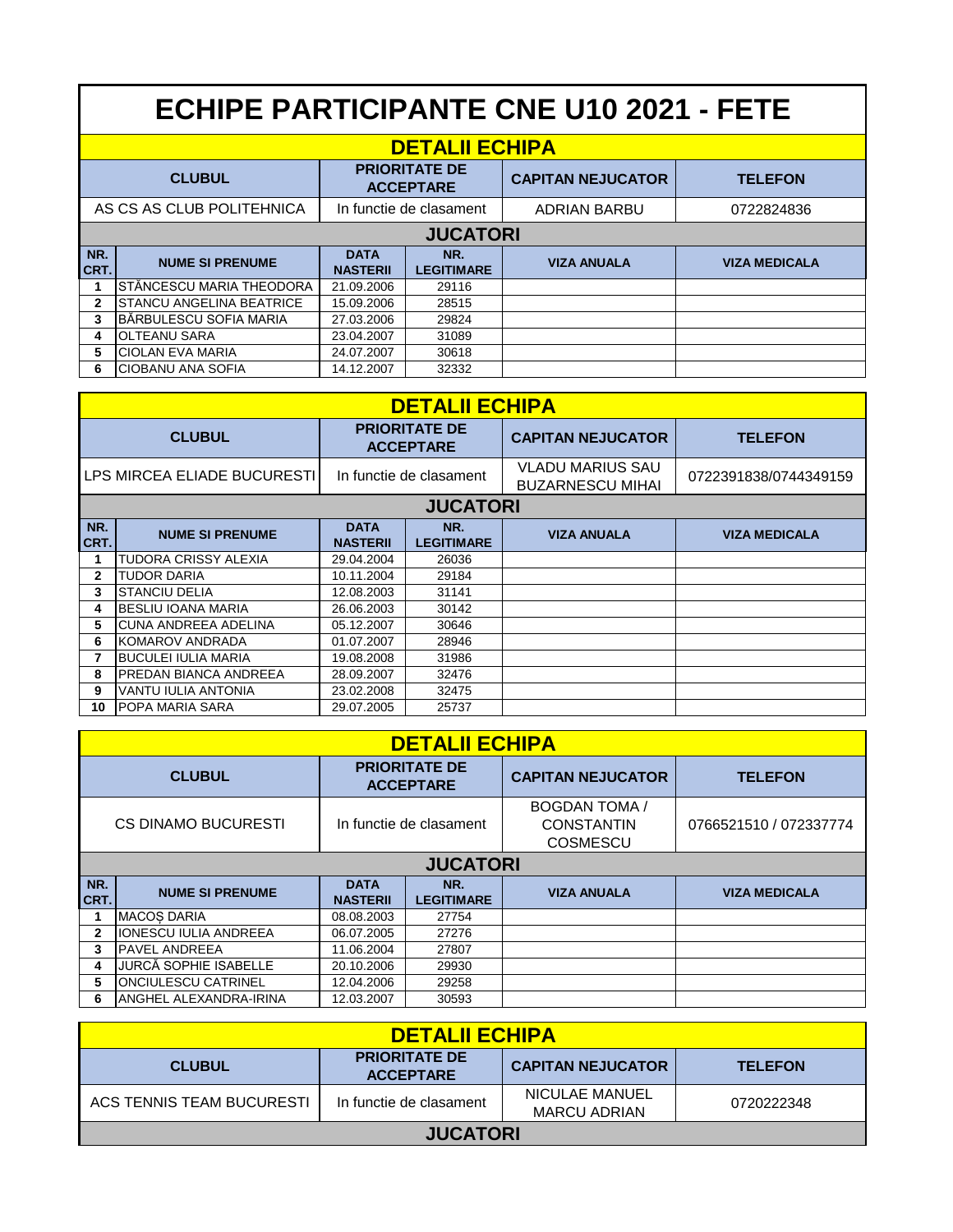# ECHIPE PARTICIPANTE CNE U10 2021 - FETE

## DETALII ECHIPA

| CLUBUL | PRIORITATE DE ACCEPTARE | CAPITAN NEJUCATOR | TELEFON |
|---|---|---|---|
| AS CS AS CLUB POLITEHNICA | In functie de clasament | ADRIAN BARBU | 0722824836 |

### JUCATORI

| NR. CRT. | NUME SI PRENUME | DATA NASTERII | NR. LEGITIMARE | VIZA ANUALA | VIZA MEDICALA |
|---|---|---|---|---|---|
| 1 | STĂNCESCU MARIA THEODORA | 21.09.2006 | 29116 | | |
| 2 | STANCU ANGELINA BEATRICE | 15.09.2006 | 28515 | | |
| 3 | BĂRBULESCU SOFIA MARIA | 27.03.2006 | 29824 | | |
| 4 | OLTEANU SARA | 23.04.2007 | 31089 | | |
| 5 | CIOLAN EVA MARIA | 24.07.2007 | 30618 | | |
| 6 | CIOBANU ANA SOFIA | 14.12.2007 | 32332 | | |

## DETALII ECHIPA

| CLUBUL | PRIORITATE DE ACCEPTARE | CAPITAN NEJUCATOR | TELEFON |
|---|---|---|---|
| LPS MIRCEA ELIADE BUCURESTI | In functie de clasament | VLADU MARIUS SAU BUZARNESCU MIHAI | 0722391838/0744349159 |

### JUCATORI

| NR. CRT. | NUME SI PRENUME | DATA NASTERII | NR. LEGITIMARE | VIZA ANUALA | VIZA MEDICALA |
|---|---|---|---|---|---|
| 1 | TUDORA CRISSY ALEXIA | 29.04.2004 | 26036 | | |
| 2 | TUDOR DARIA | 10.11.2004 | 29184 | | |
| 3 | STANCIU DELIA | 12.08.2003 | 31141 | | |
| 4 | BESLIU IOANA MARIA | 26.06.2003 | 30142 | | |
| 5 | CUNA ANDREEA ADELINA | 05.12.2007 | 30646 | | |
| 6 | KOMAROV ANDRADA | 01.07.2007 | 28946 | | |
| 7 | BUCULEI IULIA MARIA | 19.08.2008 | 31986 | | |
| 8 | PREDAN BIANCA ANDREEA | 28.09.2007 | 32476 | | |
| 9 | VANTU IULIA ANTONIA | 23.02.2008 | 32475 | | |
| 10 | POPA MARIA SARA | 29.07.2005 | 25737 | | |

## DETALII ECHIPA

| CLUBUL | PRIORITATE DE ACCEPTARE | CAPITAN NEJUCATOR | TELEFON |
|---|---|---|---|
| CS DINAMO BUCURESTI | In functie de clasament | BOGDAN TOMA / CONSTANTIN COSMESCU | 0766521510 / 072337774 |

### JUCATORI

| NR. CRT. | NUME SI PRENUME | DATA NASTERII | NR. LEGITIMARE | VIZA ANUALA | VIZA MEDICALA |
|---|---|---|---|---|---|
| 1 | MACOȘ DARIA | 08.08.2003 | 27754 | | |
| 2 | IONESCU IULIA ANDREEA | 06.07.2005 | 27276 | | |
| 3 | PAVEL ANDREEA | 11.06.2004 | 27807 | | |
| 4 | JURCĂ SOPHIE ISABELLE | 20.10.2006 | 29930 | | |
| 5 | ONCIULESCU CATRINEL | 12.04.2006 | 29258 | | |
| 6 | ANGHEL ALEXANDRA-IRINA | 12.03.2007 | 30593 | | |

## DETALII ECHIPA

| CLUBUL | PRIORITATE DE ACCEPTARE | CAPITAN NEJUCATOR | TELEFON |
|---|---|---|---|
| ACS TENNIS TEAM BUCURESTI | In functie de clasament | NICULAE MANUEL MARCU ADRIAN | 0720222348 |

### JUCATORI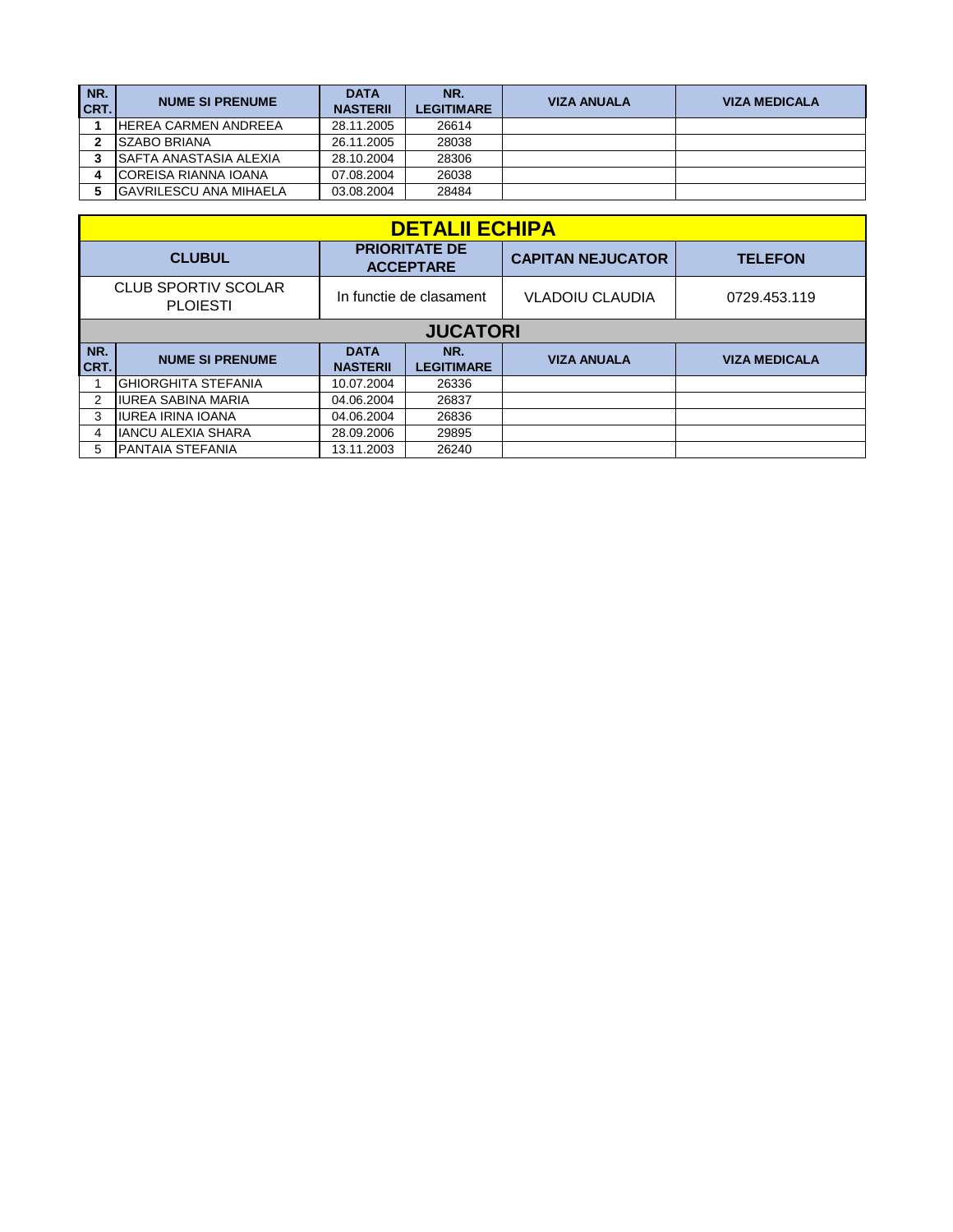| NR. CRT. | NUME SI PRENUME | DATA NASTERII | NR. LEGITIMARE | VIZA ANUALA | VIZA MEDICALA |
|---|---|---|---|---|---|
| 1 | HEREA CARMEN ANDREEA | 28.11.2005 | 26614 | | |
| 2 | SZABO BRIANA | 26.11.2005 | 28038 | | |
| 3 | SAFTA ANASTASIA ALEXIA | 28.10.2004 | 28306 | | |
| 4 | COREISA RIANNA IOANA | 07.08.2004 | 26038 | | |
| 5 | GAVRILESCU ANA MIHAELA | 03.08.2004 | 28484 | | |

## DETALII ECHIPA

| CLUBUL | PRIORITATE DE ACCEPTARE | CAPITAN NEJUCATOR | TELEFON |
|---|---|---|---|
| CLUB SPORTIV SCOLAR PLOIESTI | In functie de clasament | VLADOIU CLAUDIA | 0729.453.119 |

### JUCATORI

| NR. CRT. | NUME SI PRENUME | DATA NASTERII | NR. LEGITIMARE | VIZA ANUALA | VIZA MEDICALA |
|---|---|---|---|---|---|
| 1 | GHIORGHITA STEFANIA | 10.07.2004 | 26336 | | |
| 2 | IUREA SABINA MARIA | 04.06.2004 | 26837 | | |
| 3 | IUREA IRINA IOANA | 04.06.2004 | 26836 | | |
| 4 | IANCU ALEXIA SHARA | 28.09.2006 | 29895 | | |
| 5 | PANTAIA STEFANIA | 13.11.2003 | 26240 | | |